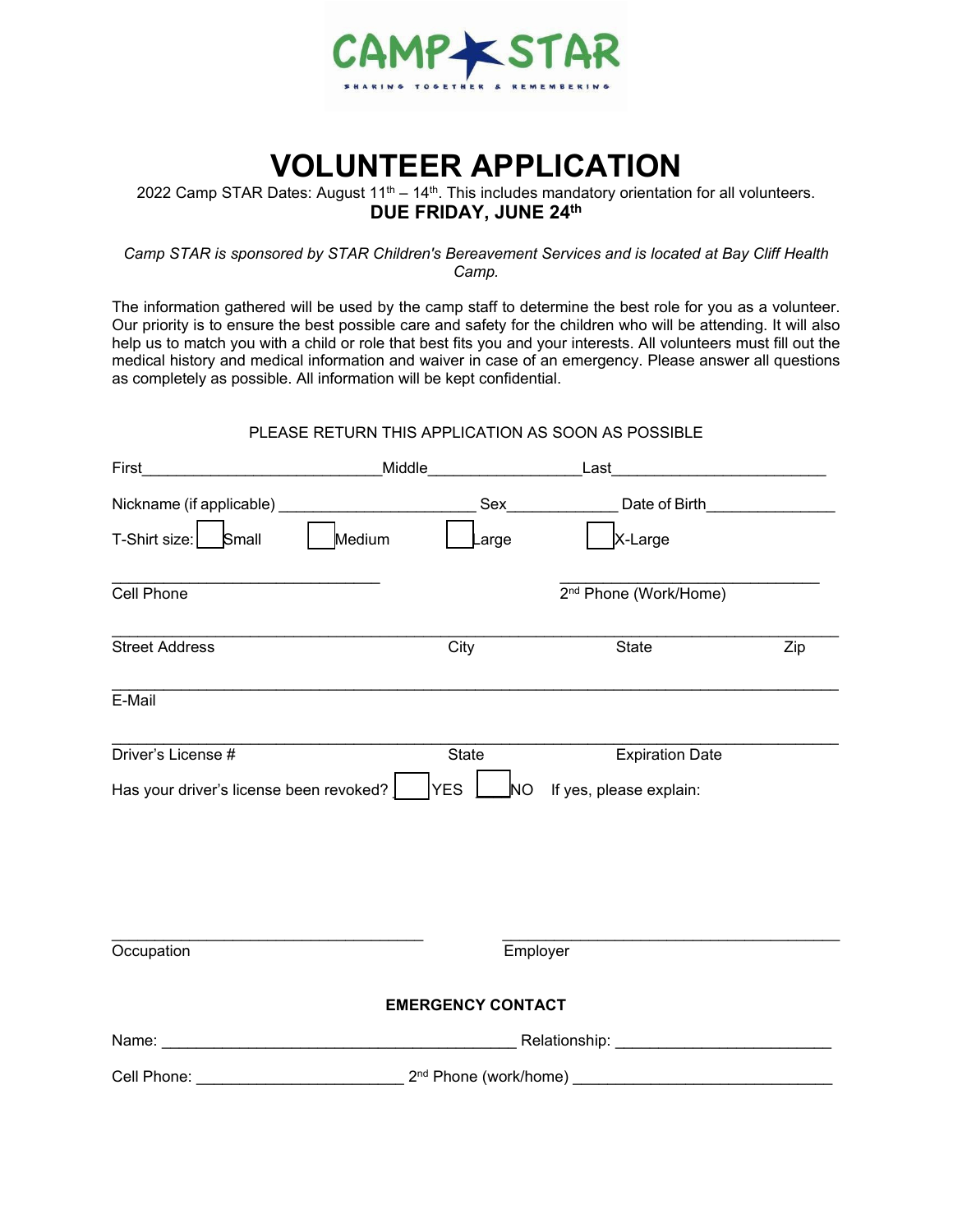CAMP STAR

SHARING TOGETHER & REMEMBERING

# VOLUNTEER APPLICATION

2022 Camp STAR Dates: August 11th – 14th. This includes mandatory orientation for all volunteers.

**DUE FRIDAY, JUNE 24th**

*Camp STAR is sponsored by STAR Children's Bereavement Services and is located at Bay Cliff Health Camp.*

The information gathered will be used by the camp staff to determine the best role for you as a volunteer. Our priority is to ensure the best possible care and safety for the children who will be attending. It will also help us to match you with a child or role that best fits you and your interests. All volunteers must fill out the medical history and medical information and waiver in case of an emergency. Please answer all questions as completely as possible. All information will be kept confidential.

PLEASE RETURN THIS APPLICATION AS SOON AS POSSIBLE

First___________________________Middle_________________Last________________________

Nickname (if applicable) ______________________ Sex_____________ Date of Birth_______________

T-Shirt size: ☐ Small ☐ Medium ☐ Large ☐ X-Large

______________________________ ______________________________

Cell Phone 2nd Phone (Work/Home)

________________________________________________________________________________

Street Address City State Zip

________________________________________________________________________________

E-Mail

________________________________________________________________________________

Driver's License # State Expiration Date

Has your driver's license been revoked? ☐ YES ☐ NO If yes, please explain:

____________________________________ ________________________________________

Occupation Employer

**EMERGENCY CONTACT**

Name: ________________________________________ Relationship: ________________________

Cell Phone: _______________________ 2nd Phone (work/home) ______________________________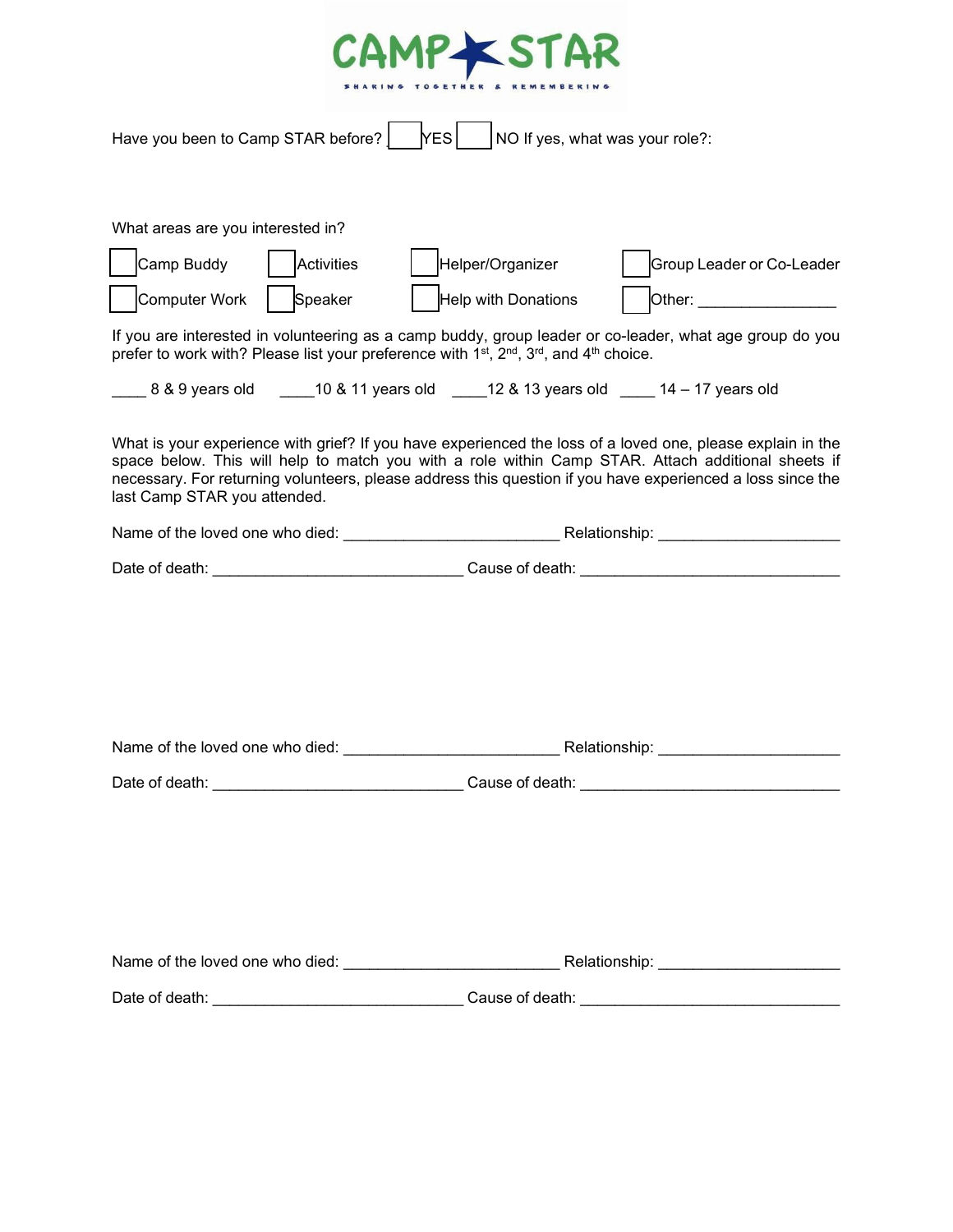CAMP STAR

SHARING TOGETHER & REMEMBERING

Have you been to Camp STAR before? ☐ YES ☐ NO If yes, what was your role?:

What areas are you interested in?

☐ Camp Buddy ☐ Activities ☐ Helper/Organizer ☐ Group Leader or Co-Leader

☐ Computer Work ☐ Speaker ☐ Help with Donations ☐ Other: ________________

If you are interested in volunteering as a camp buddy, group leader or co-leader, what age group do you prefer to work with? Please list your preference with 1st, 2nd, 3rd, and 4th choice.

____ 8 & 9 years old ____10 & 11 years old ____12 & 13 years old ____ 14 – 17 years old

What is your experience with grief? If you have experienced the loss of a loved one, please explain in the space below. This will help to match you with a role within Camp STAR. Attach additional sheets if necessary. For returning volunteers, please address this question if you have experienced a loss since the last Camp STAR you attended.

Name of the loved one who died: _________________________ Relationship: _____________________

Date of death: _____________________________ Cause of death: ______________________________

Name of the loved one who died: _________________________ Relationship: _____________________

Date of death: _____________________________ Cause of death: ______________________________

Name of the loved one who died: _________________________ Relationship: _____________________

Date of death: _____________________________ Cause of death: ______________________________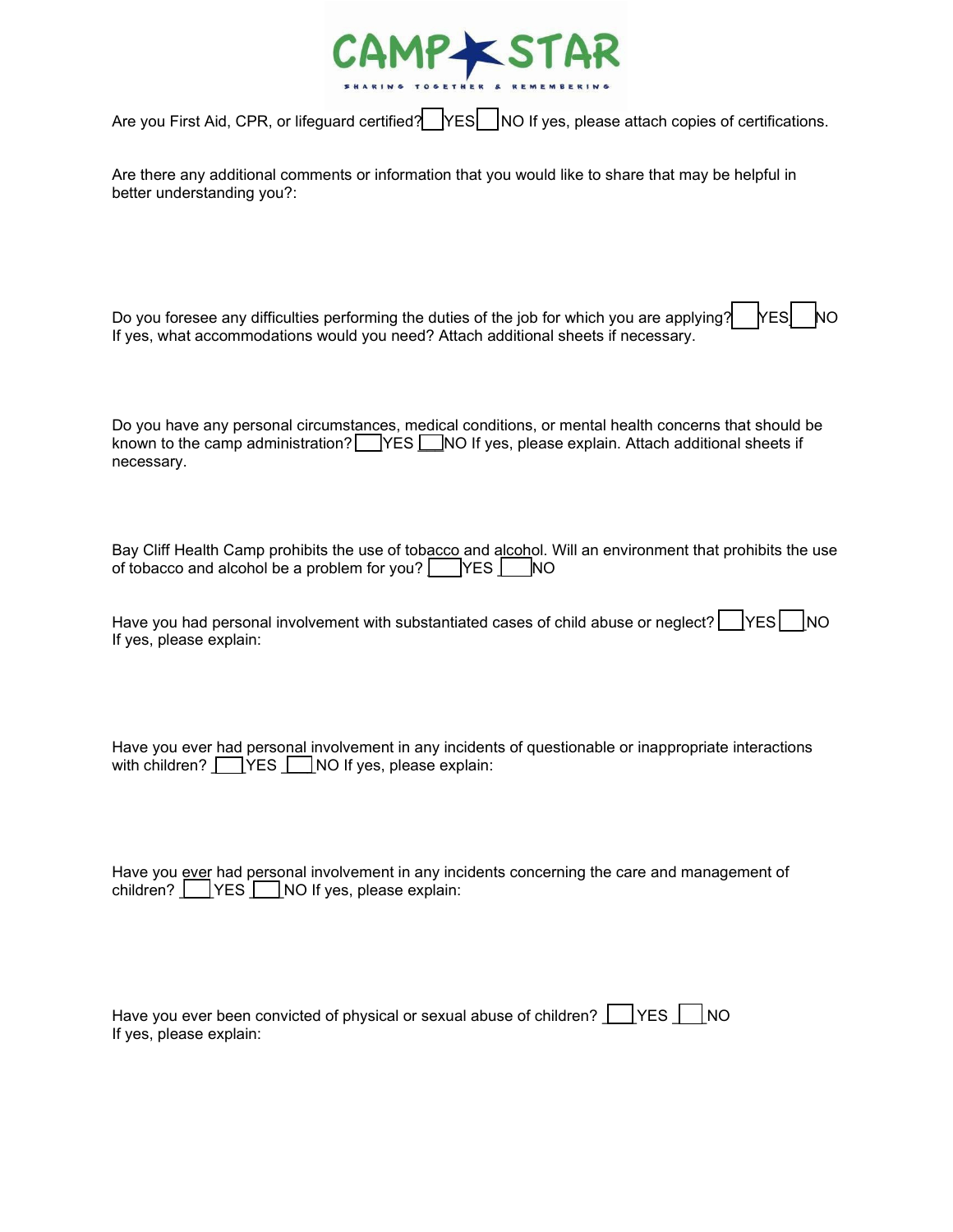CAMP STAR

SHARING TOGETHER & REMEMBERING

Are you First Aid, CPR, or lifeguard certified? ☐ YES ☐ NO If yes, please attach copies of certifications.

Are there any additional comments or information that you would like to share that may be helpful in better understanding you?:

Do you foresee any difficulties performing the duties of the job for which you are applying? ☐ YES ☐ NO If yes, what accommodations would you need? Attach additional sheets if necessary.

Do you have any personal circumstances, medical conditions, or mental health concerns that should be known to the camp administration? ☐ YES ☐ NO If yes, please explain. Attach additional sheets if necessary.

Bay Cliff Health Camp prohibits the use of tobacco and alcohol. Will an environment that prohibits the use of tobacco and alcohol be a problem for you? ☐ YES ☐ NO

Have you had personal involvement with substantiated cases of child abuse or neglect? ☐ YES ☐ NO If yes, please explain:

Have you ever had personal involvement in any incidents of questionable or inappropriate interactions with children? ☐ YES ☐ NO If yes, please explain:

Have you ever had personal involvement in any incidents concerning the care and management of children? ☐ YES ☐ NO If yes, please explain:

Have you ever been convicted of physical or sexual abuse of children? ☐ YES ☐ NO If yes, please explain: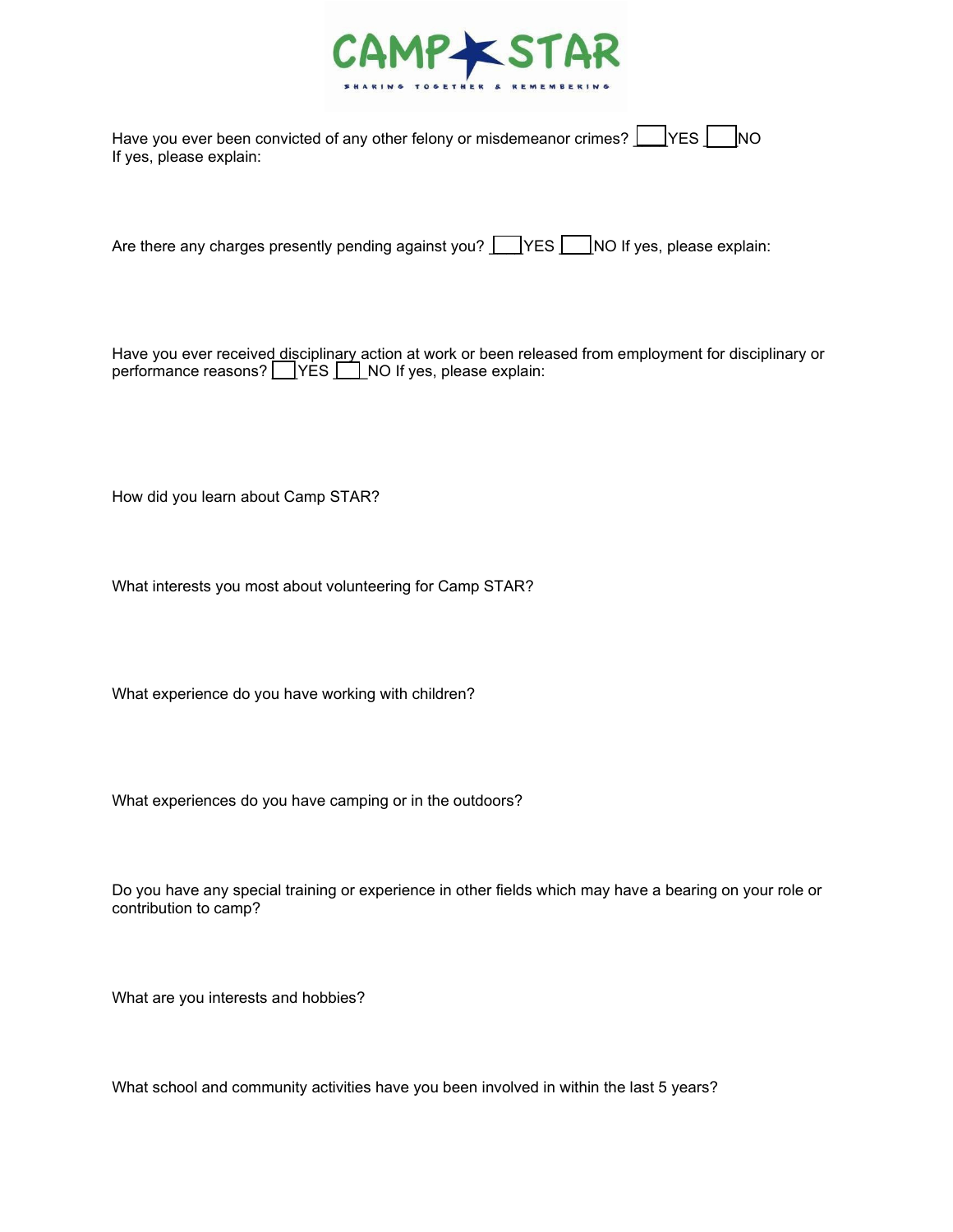Have you ever been convicted of any other felony or misdemeanor crimes? ☐ YES ☐ NO
If yes, please explain:

Are there any charges presently pending against you? ☐ YES ☐ NO If yes, please explain:

Have you ever received disciplinary action at work or been released from employment for disciplinary or performance reasons? ☐ YES ☐ NO If yes, please explain:

How did you learn about Camp STAR?

What interests you most about volunteering for Camp STAR?

What experience do you have working with children?

What experiences do you have camping or in the outdoors?

Do you have any special training or experience in other fields which may have a bearing on your role or contribution to camp?

What are you interests and hobbies?

What school and community activities have you been involved in within the last 5 years?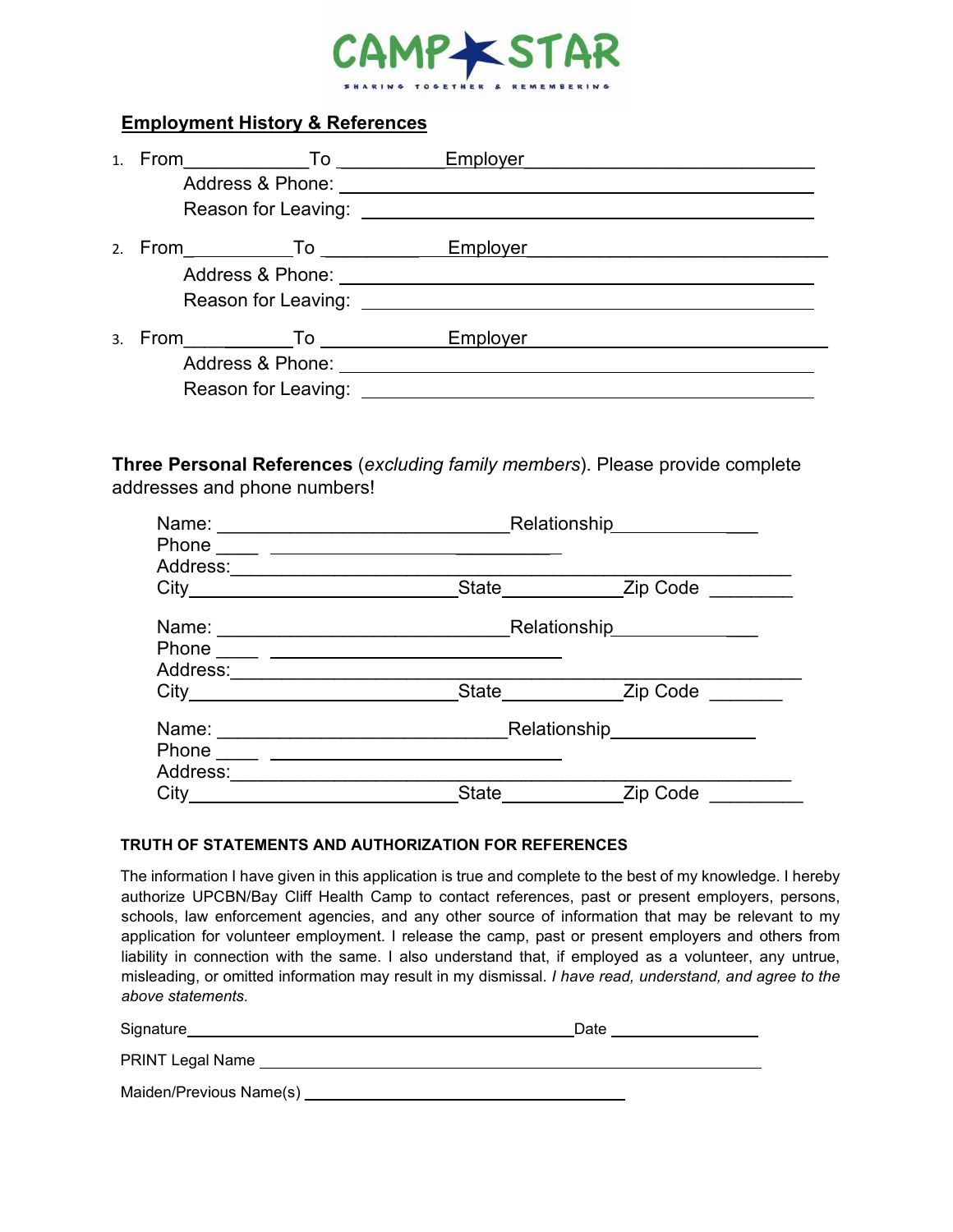CAMP STAR

SHARING TOGETHER & REMEMBERING

## Employment History & References

1. From____________To ___________Employer____________________________
   Address & Phone: ______________________________________________
   Reason for Leaving: ____________________________________________

2. From___________To ___________Employer____________________________
   Address & Phone: ______________________________________________
   Reason for Leaving: ____________________________________________

3. From___________To ____________Employer____________________________
   Address & Phone: ______________________________________________
   Reason for Leaving: ____________________________________________

**Three Personal References** (*excluding family members*). Please provide complete addresses and phone numbers!

Name: ____________________________Relationship________________
Phone ____ ____________________________
Address:___________________________________________________
City__________________________State___________Zip Code ________

Name: ____________________________Relationship________________
Phone ____ ____________________________
Address:___________________________________________________
City__________________________State___________Zip Code ________

Name: ____________________________Relationship________________
Phone ____ ____________________________
Address:___________________________________________________
City__________________________State___________Zip Code ________

### TRUTH OF STATEMENTS AND AUTHORIZATION FOR REFERENCES

The information I have given in this application is true and complete to the best of my knowledge. I hereby authorize UPCBN/Bay Cliff Health Camp to contact references, past or present employers, persons, schools, law enforcement agencies, and any other source of information that may be relevant to my application for volunteer employment. I release the camp, past or present employers and others from liability in connection with the same. I also understand that, if employed as a volunteer, any untrue, misleading, or omitted information may result in my dismissal. *I have read, understand, and agree to the above statements.*

Signature____________________________________Date _______________

PRINT Legal Name ____________________________________________

Maiden/Previous Name(s) ______________________________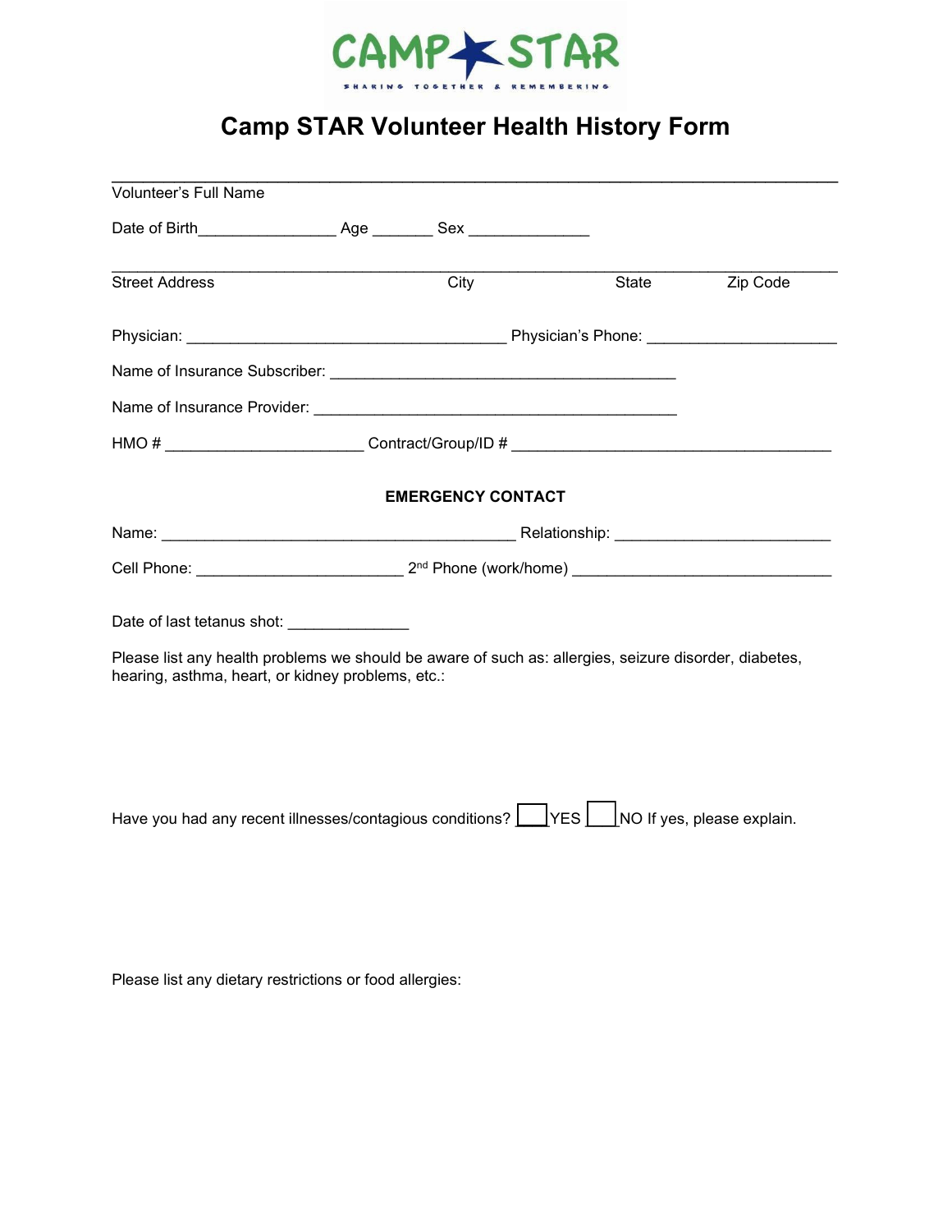CAMP STAR

SHARING TOGETHER & REMEMBERING

# Camp STAR Volunteer Health History Form

_______________________________________________________________

Volunteer's Full Name

Date of Birth_______________ Age _______ Sex _____________

_______________________________________________________________

Street Address City State Zip Code

Physician: ___________________________________ Physician's Phone: _____________________

Name of Insurance Subscriber: ________________________________________

Name of Insurance Provider: __________________________________________

HMO # ______________________ Contract/Group/ID # ____________________________________

**EMERGENCY CONTACT**

Name: ________________________________________ Relationship: ________________________

Cell Phone: _______________________ 2nd Phone (work/home) _____________________________

Date of last tetanus shot: ______________

Please list any health problems we should be aware of such as: allergies, seizure disorder, diabetes, hearing, asthma, heart, or kidney problems, etc.:

Have you had any recent illnesses/contagious conditions? ☐ YES ☐ NO If yes, please explain.

Please list any dietary restrictions or food allergies: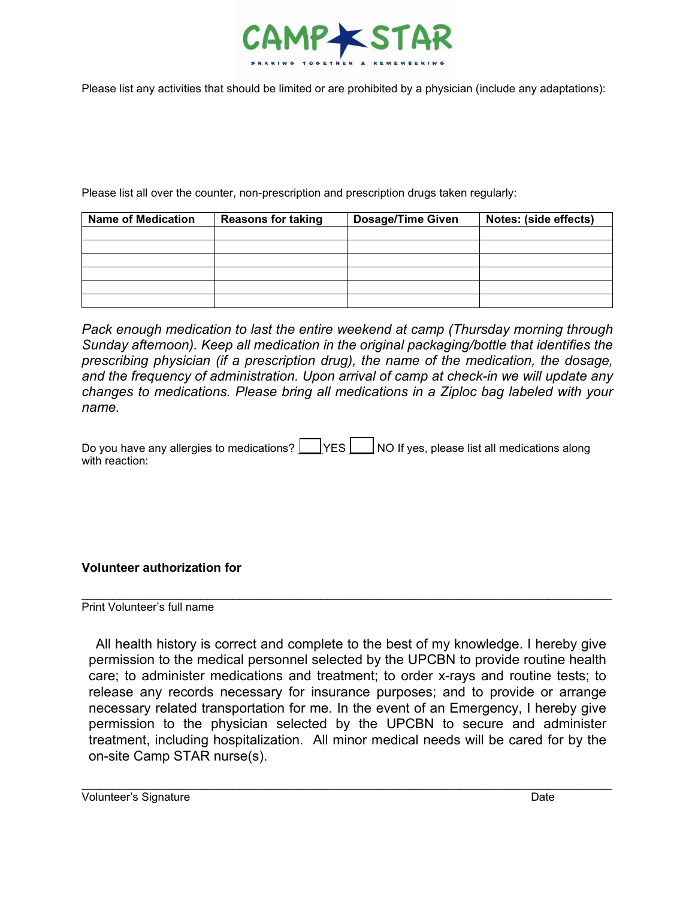Please list any activities that should be limited or are prohibited by a physician (include any adaptations):

Please list all over the counter, non-prescription and prescription drugs taken regularly:

| Name of Medication | Reasons for taking | Dosage/Time Given | Notes: (side effects) |
|---|---|---|---|
| | | | |
| | | | |
| | | | |
| | | | |
| | | | |
| | | | |

*Pack enough medication to last the entire weekend at camp (Thursday morning through Sunday afternoon). Keep all medication in the original packaging/bottle that identifies the prescribing physician (if a prescription drug), the name of the medication, the dosage, and the frequency of administration. Upon arrival of camp at check-in we will update any changes to medications. Please bring all medications in a Ziploc bag labeled with your name.*

Do you have any allergies to medications? ____YES ____ NO If yes, please list all medications along with reaction:

**Volunteer authorization for**

___________________________________________________________________________

Print Volunteer's full name

All health history is correct and complete to the best of my knowledge. I hereby give permission to the medical personnel selected by the UPCBN to provide routine health care; to administer medications and treatment; to order x-rays and routine tests; to release any records necessary for insurance purposes; and to provide or arrange necessary related transportation for me. In the event of an Emergency, I hereby give permission to the physician selected by the UPCBN to secure and administer treatment, including hospitalization. All minor medical needs will be cared for by the on-site Camp STAR nurse(s).

___________________________________________________________________________

Volunteer's Signature Date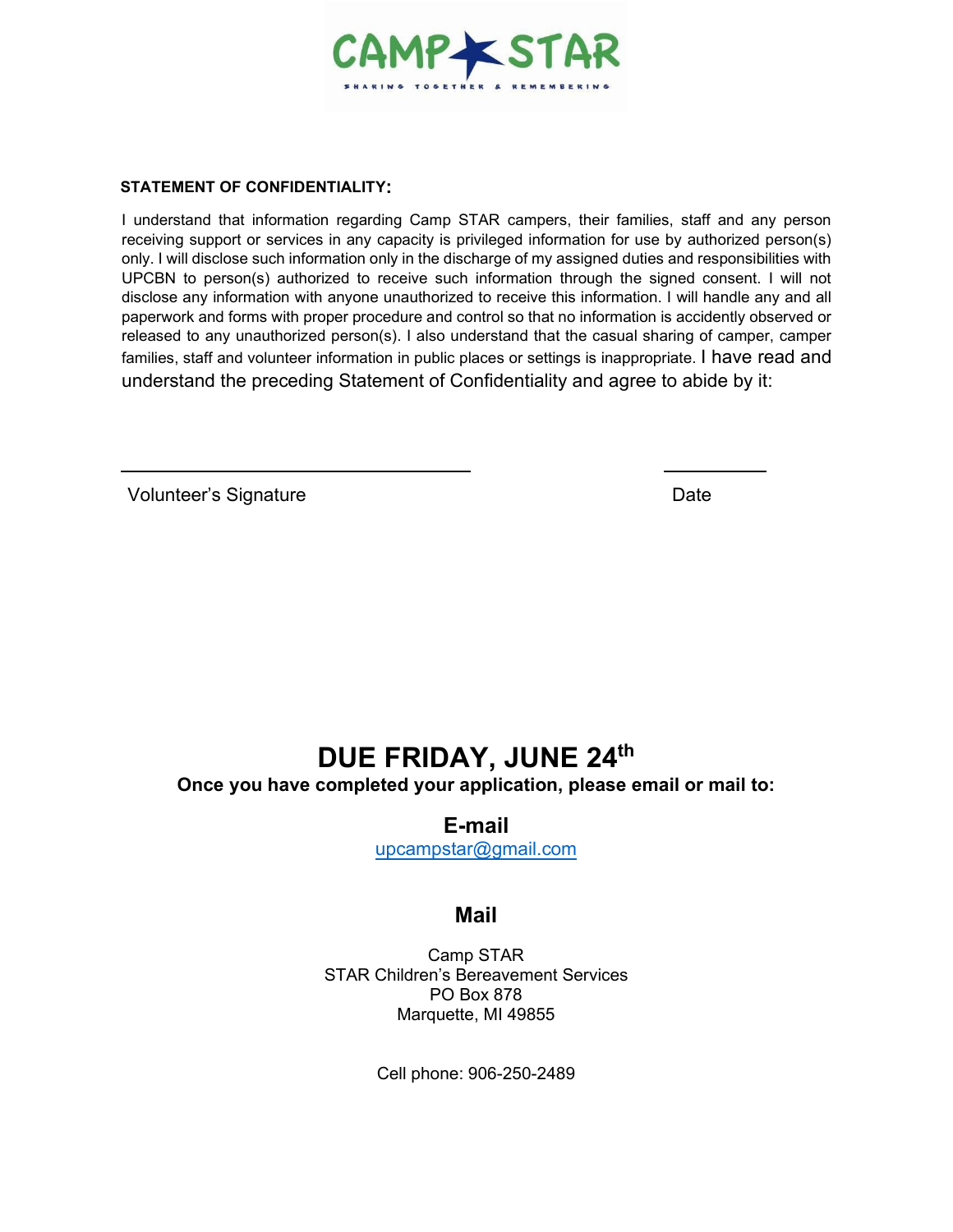# CAMP STAR

SHARING TOGETHER & REMEMBERING

**STATEMENT OF CONFIDENTIALITY:**

I understand that information regarding Camp STAR campers, their families, staff and any person receiving support or services in any capacity is privileged information for use by authorized person(s) only. I will disclose such information only in the discharge of my assigned duties and responsibilities with UPCBN to person(s) authorized to receive such information through the signed consent. I will not disclose any information with anyone unauthorized to receive this information. I will handle any and all paperwork and forms with proper procedure and control so that no information is accidently observed or released to any unauthorized person(s). I also understand that the casual sharing of camper, camper families, staff and volunteer information in public places or settings is inappropriate. I have read and understand the preceding Statement of Confidentiality and agree to abide by it:

\_\_\_\_\_\_\_\_\_\_\_\_\_\_\_\_\_\_\_\_\_\_\_\_\_\_\_\_\_\_\_\_\_\_\_\_ \_\_\_\_\_\_\_\_\_\_\_\_

Volunteer's Signature Date

## DUE FRIDAY, JUNE 24th

**Once you have completed your application, please email or mail to:**

### E-mail

upcampstar@gmail.com

### Mail

Camp STAR
STAR Children's Bereavement Services
PO Box 878
Marquette, MI 49855

Cell phone: 906-250-2489